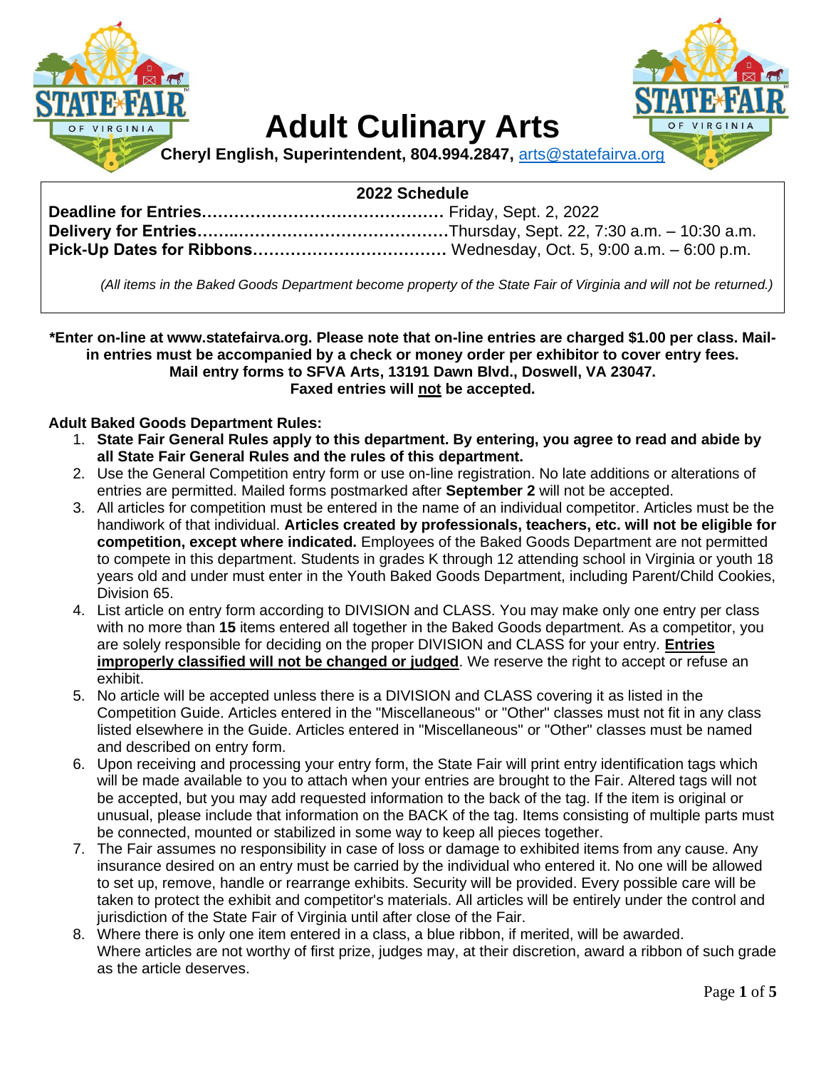# Adult Culinary Arts

**Cheryl English, Superintendent, 804.994.2847,** arts@statefairva.org

**2022 Schedule**

**Deadline for Entries……………………………………** Friday, Sept. 2, 2022
**Delivery for Entries……..……………………………….**Thursday, Sept. 22, 7:30 a.m. – 10:30 a.m.
**Pick-Up Dates for Ribbons………………………………** Wednesday, Oct. 5, 9:00 a.m. – 6:00 p.m.

*(All items in the Baked Goods Department become property of the State Fair of Virginia and will not be returned.)*

**\*Enter on-line at www.statefairva.org. Please note that on-line entries are charged $1.00 per class. Mail-in entries must be accompanied by a check or money order per exhibitor to cover entry fees. Mail entry forms to SFVA Arts, 13191 Dawn Blvd., Doswell, VA 23047. Faxed entries will <u>not</u> be accepted.**

**Adult Baked Goods Department Rules:**

1. **State Fair General Rules apply to this department. By entering, you agree to read and abide by all State Fair General Rules and the rules of this department.**
2. Use the General Competition entry form or use on-line registration. No late additions or alterations of entries are permitted. Mailed forms postmarked after **September 2** will not be accepted.
3. All articles for competition must be entered in the name of an individual competitor. Articles must be the handiwork of that individual. **Articles created by professionals, teachers, etc. will not be eligible for competition, except where indicated.** Employees of the Baked Goods Department are not permitted to compete in this department. Students in grades K through 12 attending school in Virginia or youth 18 years old and under must enter in the Youth Baked Goods Department, including Parent/Child Cookies, Division 65.
4. List article on entry form according to DIVISION and CLASS. You may make only one entry per class with no more than **15** items entered all together in the Baked Goods department. As a competitor, you are solely responsible for deciding on the proper DIVISION and CLASS for your entry. **<u>Entries improperly classified will not be changed or judged</u>**. We reserve the right to accept or refuse an exhibit.
5. No article will be accepted unless there is a DIVISION and CLASS covering it as listed in the Competition Guide. Articles entered in the "Miscellaneous" or "Other" classes must not fit in any class listed elsewhere in the Guide. Articles entered in "Miscellaneous" or "Other" classes must be named and described on entry form.
6. Upon receiving and processing your entry form, the State Fair will print entry identification tags which will be made available to you to attach when your entries are brought to the Fair. Altered tags will not be accepted, but you may add requested information to the back of the tag. If the item is original or unusual, please include that information on the BACK of the tag. Items consisting of multiple parts must be connected, mounted or stabilized in some way to keep all pieces together.
7. The Fair assumes no responsibility in case of loss or damage to exhibited items from any cause. Any insurance desired on an entry must be carried by the individual who entered it. No one will be allowed to set up, remove, handle or rearrange exhibits. Security will be provided. Every possible care will be taken to protect the exhibit and competitor's materials. All articles will be entirely under the control and jurisdiction of the State Fair of Virginia until after close of the Fair.
8. Where there is only one item entered in a class, a blue ribbon, if merited, will be awarded. Where articles are not worthy of first prize, judges may, at their discretion, award a ribbon of such grade as the article deserves.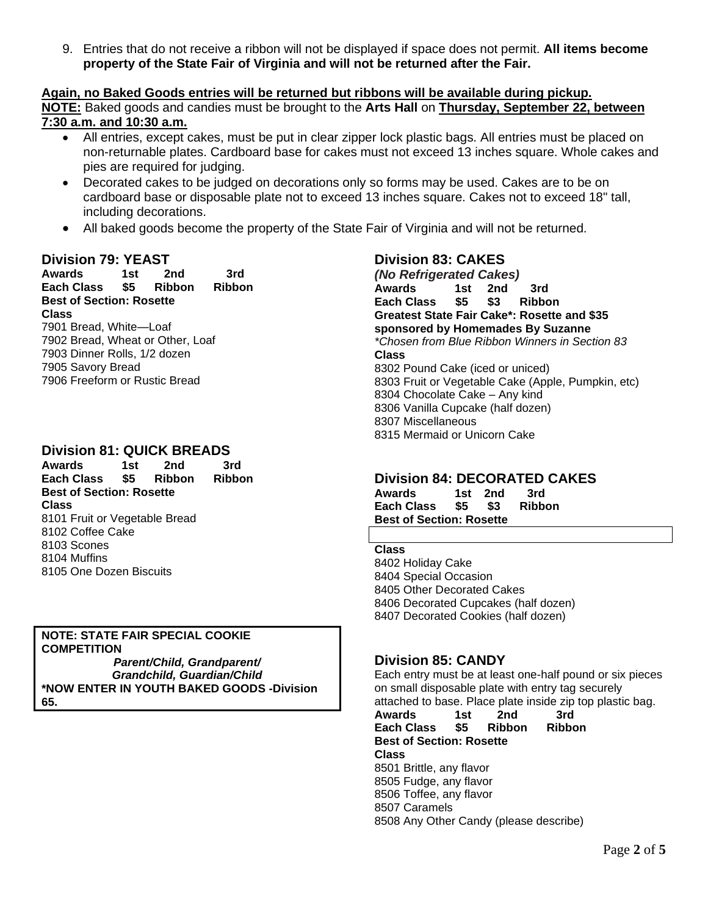9. Entries that do not receive a ribbon will not be displayed if space does not permit. **All items become property of the State Fair of Virginia and will not be returned after the Fair.**

**Again, no Baked Goods entries will be returned but ribbons will be available during pickup.**

**NOTE:** Baked goods and candies must be brought to the **Arts Hall** on **Thursday, September 22, between 7:30 a.m. and 10:30 a.m.**

- All entries, except cakes, must be put in clear zipper lock plastic bags. All entries must be placed on non-returnable plates. Cardboard base for cakes must not exceed 13 inches square. Whole cakes and pies are required for judging.
- Decorated cakes to be judged on decorations only so forms may be used. Cakes are to be on cardboard base or disposable plate not to exceed 13 inches square. Cakes not to exceed 18" tall, including decorations.
- All baked goods become the property of the State Fair of Virginia and will not be returned.

## Division 79: YEAST

| Awards | 1st | 2nd | 3rd |
|---|---|---|---|
| Each Class | $5 | Ribbon | Ribbon |

**Best of Section: Rosette**

**Class**

7901 Bread, White—Loaf
7902 Bread, Wheat or Other, Loaf
7903 Dinner Rolls, 1/2 dozen
7905 Savory Bread
7906 Freeform or Rustic Bread

## Division 81: QUICK BREADS

| Awards | 1st | 2nd | 3rd |
|---|---|---|---|
| Each Class | $5 | Ribbon | Ribbon |

**Best of Section: Rosette**

**Class**

8101 Fruit or Vegetable Bread
8102 Coffee Cake
8103 Scones
8104 Muffins
8105 One Dozen Biscuits

**NOTE: STATE FAIR SPECIAL COOKIE COMPETITION**
***Parent/Child, Grandparent/ Grandchild, Guardian/Child***
**\*NOW ENTER IN YOUTH BAKED GOODS -Division 65.**

## Division 83: CAKES

***(No Refrigerated Cakes)***

| Awards | 1st | 2nd | 3rd |
|---|---|---|---|
| Each Class | $5 | $3 | Ribbon |

**Greatest State Fair Cake\*: Rosette and $35 sponsored by Homemades By Suzanne**
*\*Chosen from Blue Ribbon Winners in Section 83*

**Class**

8302 Pound Cake (iced or uniced)
8303 Fruit or Vegetable Cake (Apple, Pumpkin, etc)
8304 Chocolate Cake – Any kind
8306 Vanilla Cupcake (half dozen)
8307 Miscellaneous
8315 Mermaid or Unicorn Cake

## Division 84: DECORATED CAKES

| Awards | 1st | 2nd | 3rd |
|---|---|---|---|
| Each Class | $5 | $3 | Ribbon |

**Best of Section: Rosette**

**Class**

8402 Holiday Cake
8404 Special Occasion
8405 Other Decorated Cakes
8406 Decorated Cupcakes (half dozen)
8407 Decorated Cookies (half dozen)

## Division 85: CANDY

Each entry must be at least one-half pound or six pieces on small disposable plate with entry tag securely attached to base. Place plate inside zip top plastic bag.

| Awards | 1st | 2nd | 3rd |
|---|---|---|---|
| Each Class | $5 | Ribbon | Ribbon |

**Best of Section: Rosette**

**Class**

8501 Brittle, any flavor
8505 Fudge, any flavor
8506 Toffee, any flavor
8507 Caramels
8508 Any Other Candy (please describe)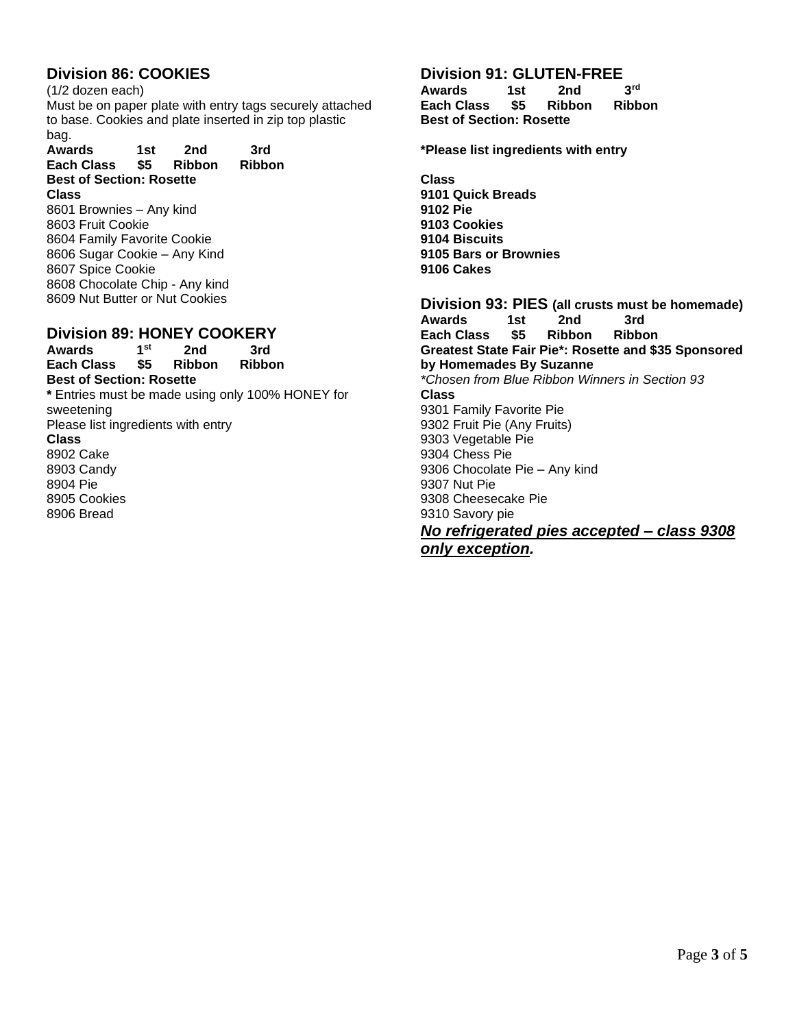## Division 86: COOKIES

(1/2 dozen each)

Must be on paper plate with entry tags securely attached to base. Cookies and plate inserted in zip top plastic bag.

| **Awards** | **1st** | **2nd** | **3rd** |
|---|---|---|---|
| **Each Class** | **$5** | **Ribbon** | **Ribbon** |

**Best of Section: Rosette**

**Class**

8601 Brownies – Any kind
8603 Fruit Cookie
8604 Family Favorite Cookie
8606 Sugar Cookie – Any Kind
8607 Spice Cookie
8608 Chocolate Chip - Any kind
8609 Nut Butter or Nut Cookies

## Division 89: HONEY COOKERY

| **Awards** | **1st** | **2nd** | **3rd** |
|---|---|---|---|
| **Each Class** | **$5** | **Ribbon** | **Ribbon** |

**Best of Section: Rosette**

**\*** Entries must be made using only 100% HONEY for sweetening

Please list ingredients with entry

**Class**

8902 Cake
8903 Candy
8904 Pie
8905 Cookies
8906 Bread

## Division 91: GLUTEN-FREE

| **Awards** | **1st** | **2nd** | **3rd** |
|---|---|---|---|
| **Each Class** | **$5** | **Ribbon** | **Ribbon** |

**Best of Section: Rosette**

**\*Please list ingredients with entry**

**Class**

**9101 Quick Breads**
**9102 Pie**
**9103 Cookies**
**9104 Biscuits**
**9105 Bars or Brownies**
**9106 Cakes**

## Division 93: PIES (all crusts must be homemade)

| **Awards** | **1st** | **2nd** | **3rd** |
|---|---|---|---|
| **Each Class** | **$5** | **Ribbon** | **Ribbon** |

**Greatest State Fair Pie\*: Rosette and $35 Sponsored by Homemades By Suzanne**

*\*Chosen from Blue Ribbon Winners in Section 93*

**Class**

9301 Family Favorite Pie
9302 Fruit Pie (Any Fruits)
9303 Vegetable Pie
9304 Chess Pie
9306 Chocolate Pie – Any kind
9307 Nut Pie
9308 Cheesecake Pie
9310 Savory pie

***<u>No refrigerated pies accepted – class 9308 only exception</u>.***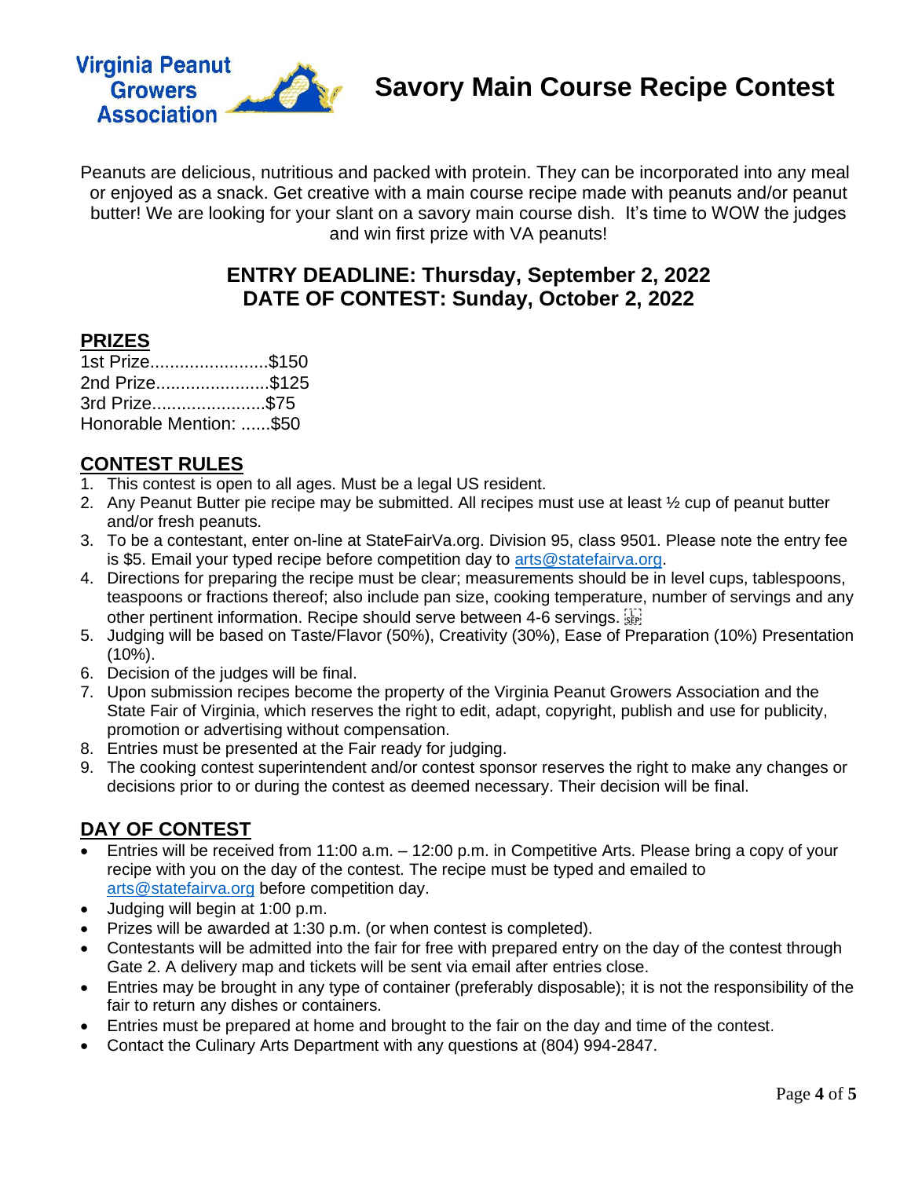Virginia Peanut Growers Association

# Savory Main Course Recipe Contest

Peanuts are delicious, nutritious and packed with protein. They can be incorporated into any meal or enjoyed as a snack. Get creative with a main course recipe made with peanuts and/or peanut butter! We are looking for your slant on a savory main course dish. It's time to WOW the judges and win first prize with VA peanuts!

### ENTRY DEADLINE: Thursday, September 2, 2022
### DATE OF CONTEST: Sunday, October 2, 2022

## PRIZES

1st Prize........................$150
2nd Prize.......................$125
3rd Prize.......................$75
Honorable Mention: ......$50

## CONTEST RULES

1. This contest is open to all ages. Must be a legal US resident.
2. Any Peanut Butter pie recipe may be submitted. All recipes must use at least ½ cup of peanut butter and/or fresh peanuts.
3. To be a contestant, enter on-line at StateFairVa.org. Division 95, class 9501. Please note the entry fee is $5. Email your typed recipe before competition day to arts@statefairva.org.
4. Directions for preparing the recipe must be clear; measurements should be in level cups, tablespoons, teaspoons or fractions thereof; also include pan size, cooking temperature, number of servings and any other pertinent information. Recipe should serve between 4-6 servings.
5. Judging will be based on Taste/Flavor (50%), Creativity (30%), Ease of Preparation (10%) Presentation (10%).
6. Decision of the judges will be final.
7. Upon submission recipes become the property of the Virginia Peanut Growers Association and the State Fair of Virginia, which reserves the right to edit, adapt, copyright, publish and use for publicity, promotion or advertising without compensation.
8. Entries must be presented at the Fair ready for judging.
9. The cooking contest superintendent and/or contest sponsor reserves the right to make any changes or decisions prior to or during the contest as deemed necessary. Their decision will be final.

## DAY OF CONTEST

- Entries will be received from 11:00 a.m. – 12:00 p.m. in Competitive Arts. Please bring a copy of your recipe with you on the day of the contest. The recipe must be typed and emailed to arts@statefairva.org before competition day.
- Judging will begin at 1:00 p.m.
- Prizes will be awarded at 1:30 p.m. (or when contest is completed).
- Contestants will be admitted into the fair for free with prepared entry on the day of the contest through Gate 2. A delivery map and tickets will be sent via email after entries close.
- Entries may be brought in any type of container (preferably disposable); it is not the responsibility of the fair to return any dishes or containers.
- Entries must be prepared at home and brought to the fair on the day and time of the contest.
- Contact the Culinary Arts Department with any questions at (804) 994-2847.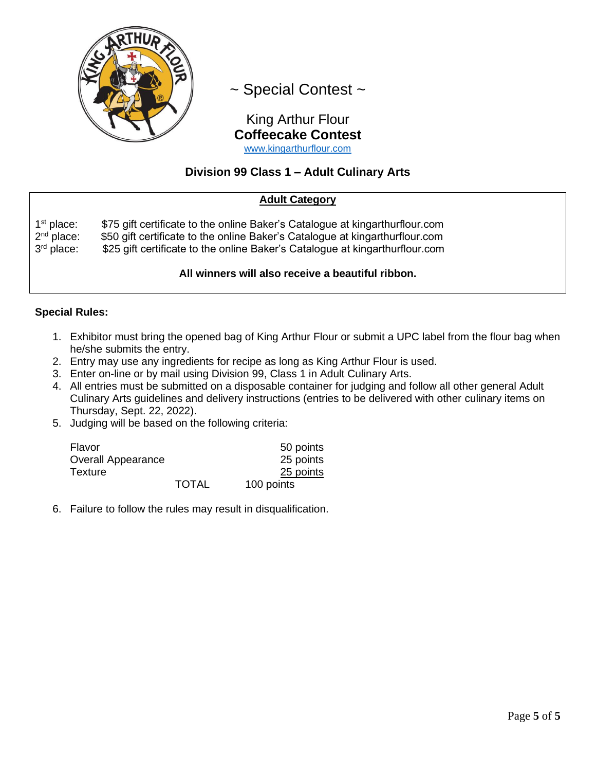~ Special Contest ~

King Arthur Flour
**Coffeecake Contest**
www.kingarthurflour.com

## Division 99 Class 1 – Adult Culinary Arts

**Adult Category**

1st place: $75 gift certificate to the online Baker's Catalogue at kingarthurflour.com
2nd place: $50 gift certificate to the online Baker's Catalogue at kingarthurflour.com
3rd place: $25 gift certificate to the online Baker's Catalogue at kingarthurflour.com

**All winners will also receive a beautiful ribbon.**

**Special Rules:**

1. Exhibitor must bring the opened bag of King Arthur Flour or submit a UPC label from the flour bag when he/she submits the entry.
2. Entry may use any ingredients for recipe as long as King Arthur Flour is used.
3. Enter on-line or by mail using Division 99, Class 1 in Adult Culinary Arts.
4. All entries must be submitted on a disposable container for judging and follow all other general Adult Culinary Arts guidelines and delivery instructions (entries to be delivered with other culinary items on Thursday, Sept. 22, 2022).
5. Judging will be based on the following criteria:

| | | |
|---|---|---|
| Flavor | | 50 points |
| Overall Appearance | | 25 points |
| Texture | | 25 points |
| | TOTAL | 100 points |

6. Failure to follow the rules may result in disqualification.